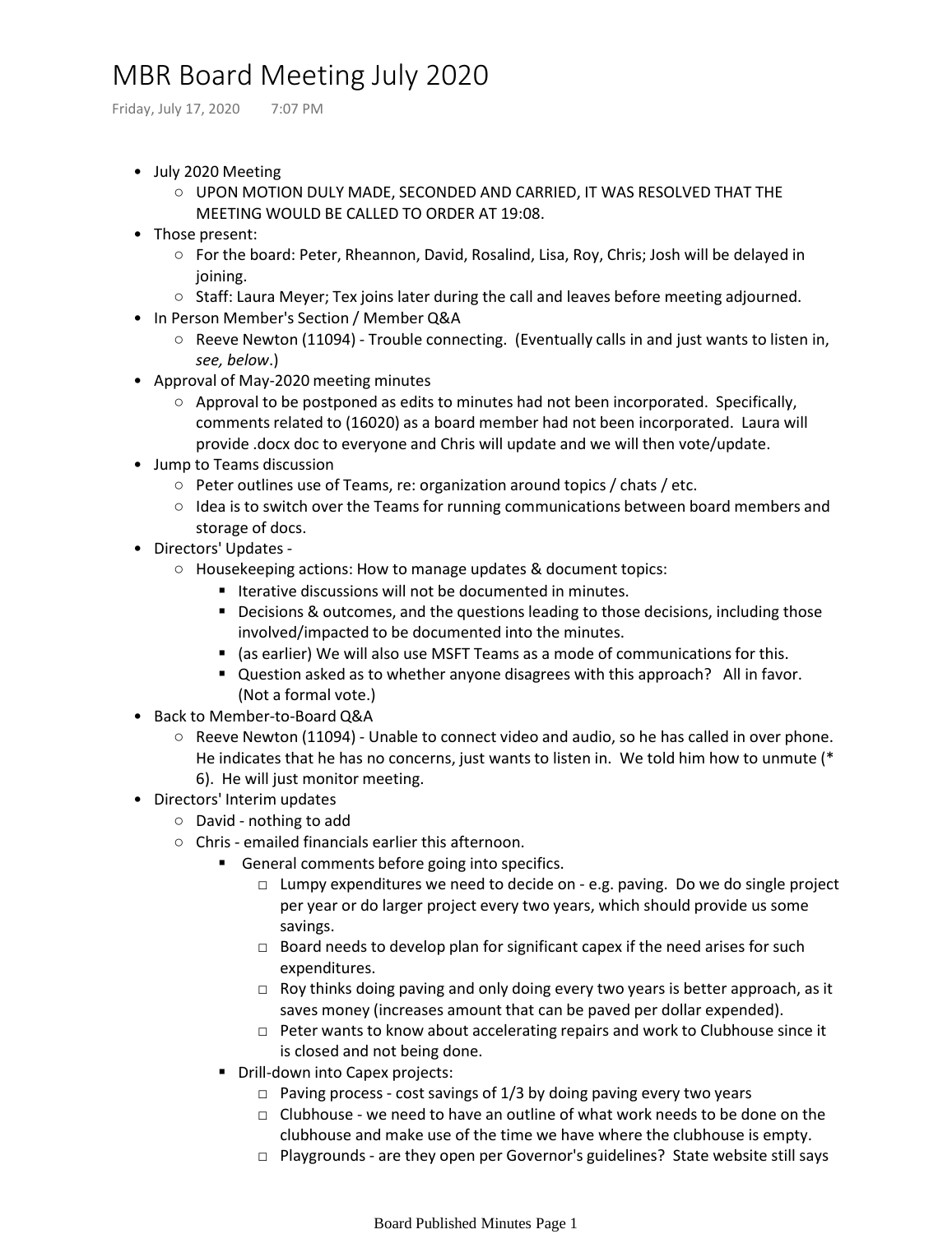# MBR Board Meeting July 2020

Friday, July 17, 2020 7:07 PM

- July 2020 Meeting
  - UPON MOTION DULY MADE, SECONDED AND CARRIED, IT WAS RESOLVED THAT THE MEETING WOULD BE CALLED TO ORDER AT 19:08.
- Those present:
  - For the board: Peter, Rheannon, David, Rosalind, Lisa, Roy, Chris; Josh will be delayed in joining.
  - Staff: Laura Meyer; Tex joins later during the call and leaves before meeting adjourned.
- In Person Member's Section / Member Q&A
  - Reeve Newton (11094) - Trouble connecting. (Eventually calls in and just wants to listen in, *see, below*.)
- Approval of May-2020 meeting minutes
  - Approval to be postponed as edits to minutes had not been incorporated. Specifically, comments related to (16020) as a board member had not been incorporated. Laura will provide .docx doc to everyone and Chris will update and we will then vote/update.
- Jump to Teams discussion
  - Peter outlines use of Teams, re: organization around topics / chats / etc.
  - Idea is to switch over the Teams for running communications between board members and storage of docs.
- Directors' Updates -
  - Housekeeping actions: How to manage updates & document topics:
    - Iterative discussions will not be documented in minutes.
    - Decisions & outcomes, and the questions leading to those decisions, including those involved/impacted to be documented into the minutes.
    - (as earlier) We will also use MSFT Teams as a mode of communications for this.
    - Question asked as to whether anyone disagrees with this approach? All in favor. (Not a formal vote.)
- Back to Member-to-Board Q&A
  - Reeve Newton (11094) - Unable to connect video and audio, so he has called in over phone. He indicates that he has no concerns, just wants to listen in. We told him how to unmute (* 6). He will just monitor meeting.
- Directors' Interim updates
  - David - nothing to add
  - Chris - emailed financials earlier this afternoon.
    - General comments before going into specifics.
      - Lumpy expenditures we need to decide on - e.g. paving. Do we do single project per year or do larger project every two years, which should provide us some savings.
      - Board needs to develop plan for significant capex if the need arises for such expenditures.
      - Roy thinks doing paving and only doing every two years is better approach, as it saves money (increases amount that can be paved per dollar expended).
      - Peter wants to know about accelerating repairs and work to Clubhouse since it is closed and not being done.
    - Drill-down into Capex projects:
      - Paving process - cost savings of 1/3 by doing paving every two years
      - Clubhouse - we need to have an outline of what work needs to be done on the clubhouse and make use of the time we have where the clubhouse is empty.
      - Playgrounds - are they open per Governor's guidelines? State website still says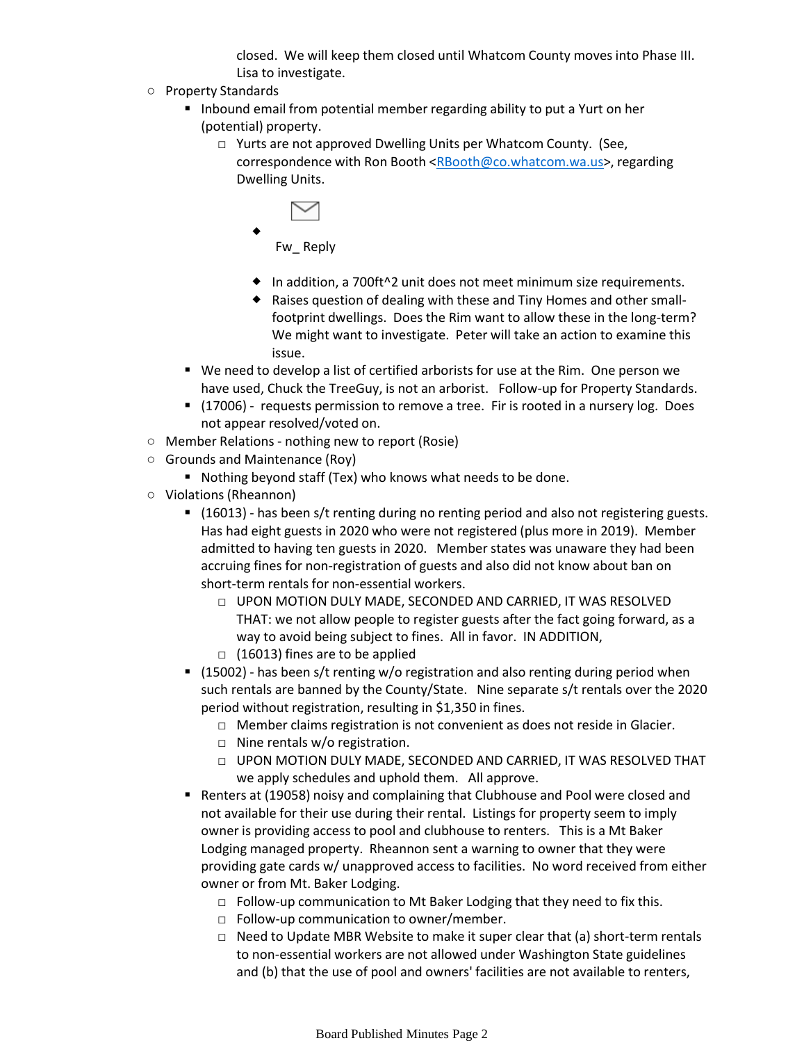closed. We will keep them closed until Whatcom County moves into Phase III. Lisa to investigate.

- Property Standards
  - Inbound email from potential member regarding ability to put a Yurt on her (potential) property.
    - Yurts are not approved Dwelling Units per Whatcom County. (See, correspondence with Ron Booth <RBooth@co.whatcom.wa.us>, regarding Dwelling Units.
      - Fw_ Reply
      - In addition, a 700ft^2 unit does not meet minimum size requirements.
      - Raises question of dealing with these and Tiny Homes and other small-footprint dwellings. Does the Rim want to allow these in the long-term? We might want to investigate. Peter will take an action to examine this issue.
  - We need to develop a list of certified arborists for use at the Rim. One person we have used, Chuck the TreeGuy, is not an arborist. Follow-up for Property Standards.
  - (17006) - requests permission to remove a tree. Fir is rooted in a nursery log. Does not appear resolved/voted on.
- Member Relations - nothing new to report (Rosie)
- Grounds and Maintenance (Roy)
  - Nothing beyond staff (Tex) who knows what needs to be done.
- Violations (Rheannon)
  - (16013) - has been s/t renting during no renting period and also not registering guests. Has had eight guests in 2020 who were not registered (plus more in 2019). Member admitted to having ten guests in 2020. Member states was unaware they had been accruing fines for non-registration of guests and also did not know about ban on short-term rentals for non-essential workers.
    - UPON MOTION DULY MADE, SECONDED AND CARRIED, IT WAS RESOLVED THAT: we not allow people to register guests after the fact going forward, as a way to avoid being subject to fines. All in favor. IN ADDITION,
    - (16013) fines are to be applied
  - (15002) - has been s/t renting w/o registration and also renting during period when such rentals are banned by the County/State. Nine separate s/t rentals over the 2020 period without registration, resulting in $1,350 in fines.
    - Member claims registration is not convenient as does not reside in Glacier.
    - Nine rentals w/o registration.
    - UPON MOTION DULY MADE, SECONDED AND CARRIED, IT WAS RESOLVED THAT we apply schedules and uphold them. All approve.
  - Renters at (19058) noisy and complaining that Clubhouse and Pool were closed and not available for their use during their rental. Listings for property seem to imply owner is providing access to pool and clubhouse to renters. This is a Mt Baker Lodging managed property. Rheannon sent a warning to owner that they were providing gate cards w/ unapproved access to facilities. No word received from either owner or from Mt. Baker Lodging.
    - Follow-up communication to Mt Baker Lodging that they need to fix this.
    - Follow-up communication to owner/member.
    - Need to Update MBR Website to make it super clear that (a) short-term rentals to non-essential workers are not allowed under Washington State guidelines and (b) that the use of pool and owners' facilities are not available to renters,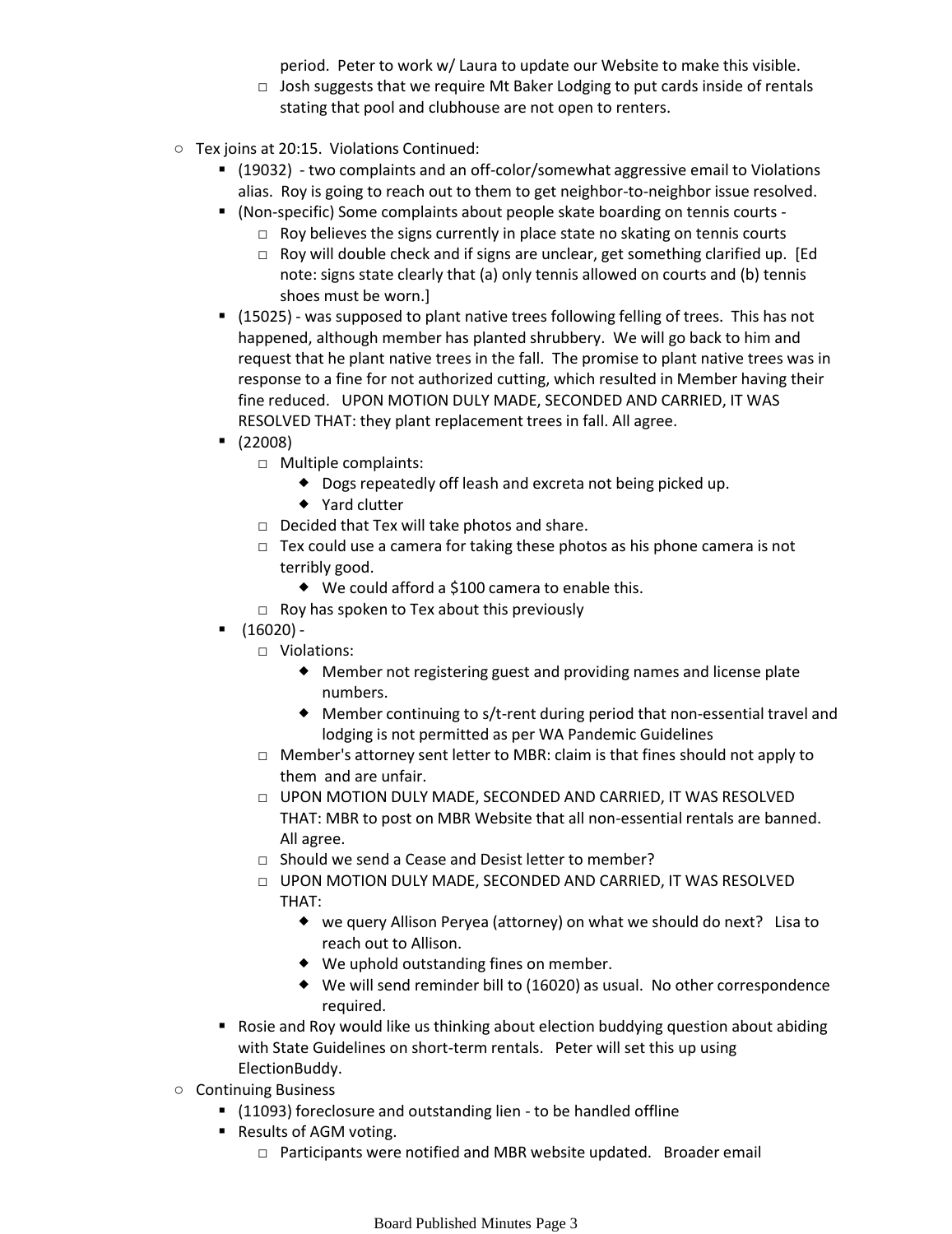- period. Peter to work w/ Laura to update our Website to make this visible.
        - Josh suggests that we require Mt Baker Lodging to put cards inside of rentals stating that pool and clubhouse are not open to renters.

- Tex joins at 20:15. Violations Continued:
    - (19032) - two complaints and an off-color/somewhat aggressive email to Violations alias. Roy is going to reach out to them to get neighbor-to-neighbor issue resolved.
    - (Non-specific) Some complaints about people skate boarding on tennis courts -
        - Roy believes the signs currently in place state no skating on tennis courts
        - Roy will double check and if signs are unclear, get something clarified up. [Ed note: signs state clearly that (a) only tennis allowed on courts and (b) tennis shoes must be worn.]
    - (15025) - was supposed to plant native trees following felling of trees. This has not happened, although member has planted shrubbery. We will go back to him and request that he plant native trees in the fall. The promise to plant native trees was in response to a fine for not authorized cutting, which resulted in Member having their fine reduced. UPON MOTION DULY MADE, SECONDED AND CARRIED, IT WAS RESOLVED THAT: they plant replacement trees in fall. All agree.
    - (22008)
        - Multiple complaints:
            - Dogs repeatedly off leash and excreta not being picked up.
            - Yard clutter
        - Decided that Tex will take photos and share.
        - Tex could use a camera for taking these photos as his phone camera is not terribly good.
            - We could afford a $100 camera to enable this.
        - Roy has spoken to Tex about this previously
    - (16020) -
        - Violations:
            - Member not registering guest and providing names and license plate numbers.
            - Member continuing to s/t-rent during period that non-essential travel and lodging is not permitted as per WA Pandemic Guidelines
        - Member's attorney sent letter to MBR: claim is that fines should not apply to them and are unfair.
        - UPON MOTION DULY MADE, SECONDED AND CARRIED, IT WAS RESOLVED THAT: MBR to post on MBR Website that all non-essential rentals are banned. All agree.
        - Should we send a Cease and Desist letter to member?
        - UPON MOTION DULY MADE, SECONDED AND CARRIED, IT WAS RESOLVED THAT:
            - we query Allison Peryea (attorney) on what we should do next? Lisa to reach out to Allison.
            - We uphold outstanding fines on member.
            - We will send reminder bill to (16020) as usual. No other correspondence required.
    - Rosie and Roy would like us thinking about election buddying question about abiding with State Guidelines on short-term rentals. Peter will set this up using ElectionBuddy.
- Continuing Business
    - (11093) foreclosure and outstanding lien - to be handled offline
    - Results of AGM voting.
        - Participants were notified and MBR website updated. Broader email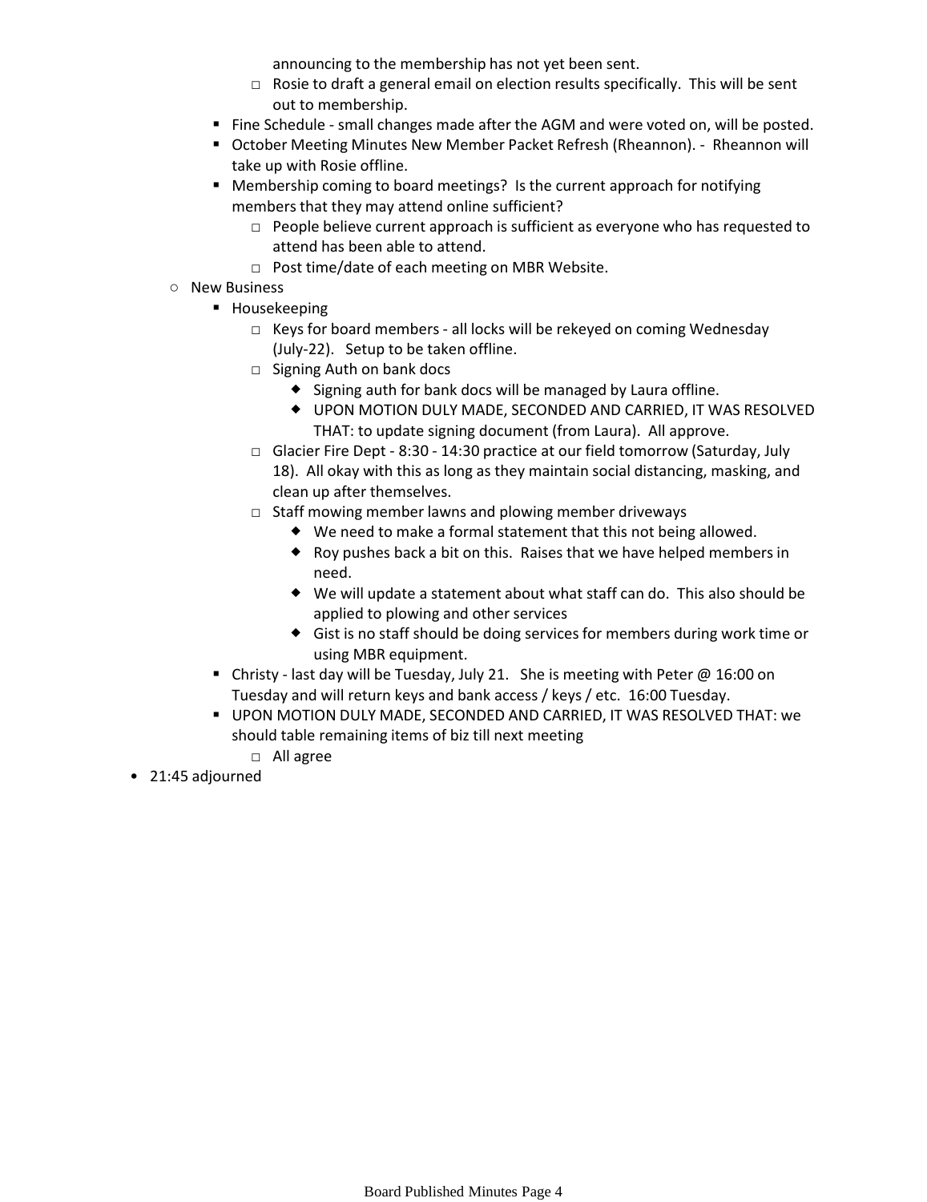announcing to the membership has not yet been sent.
        - Rosie to draft a general email on election results specifically. This will be sent out to membership.
    - Fine Schedule - small changes made after the AGM and were voted on, will be posted.
    - October Meeting Minutes New Member Packet Refresh (Rheannon). - Rheannon will take up with Rosie offline.
    - Membership coming to board meetings? Is the current approach for notifying members that they may attend online sufficient?
        - People believe current approach is sufficient as everyone who has requested to attend has been able to attend.
        - Post time/date of each meeting on MBR Website.
  - New Business
    - Housekeeping
        - Keys for board members - all locks will be rekeyed on coming Wednesday (July-22). Setup to be taken offline.
        - Signing Auth on bank docs
            - Signing auth for bank docs will be managed by Laura offline.
            - UPON MOTION DULY MADE, SECONDED AND CARRIED, IT WAS RESOLVED THAT: to update signing document (from Laura). All approve.
        - Glacier Fire Dept - 8:30 - 14:30 practice at our field tomorrow (Saturday, July 18). All okay with this as long as they maintain social distancing, masking, and clean up after themselves.
        - Staff mowing member lawns and plowing member driveways
            - We need to make a formal statement that this not being allowed.
            - Roy pushes back a bit on this. Raises that we have helped members in need.
            - We will update a statement about what staff can do. This also should be applied to plowing and other services
            - Gist is no staff should be doing services for members during work time or using MBR equipment.
    - Christy - last day will be Tuesday, July 21. She is meeting with Peter @ 16:00 on Tuesday and will return keys and bank access / keys / etc. 16:00 Tuesday.
    - UPON MOTION DULY MADE, SECONDED AND CARRIED, IT WAS RESOLVED THAT: we should table remaining items of biz till next meeting
        - All agree
- 21:45 adjourned